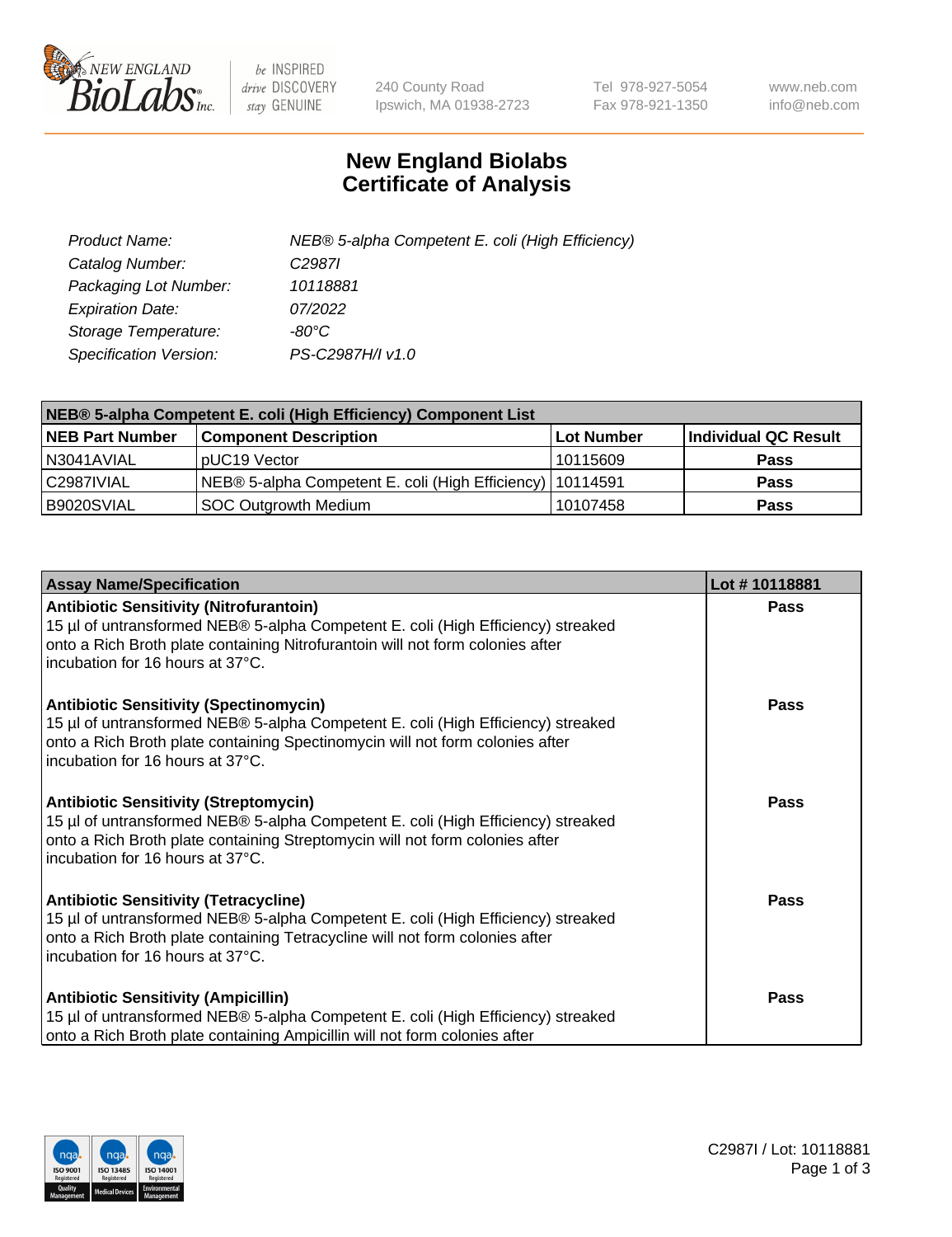# New England Biolabs Certificate of Analysis

| | |
|---|---|
| *Product Name:* | *NEB® 5-alpha Competent E. coli (High Efficiency)* |
| *Catalog Number:* | *C2987I* |
| *Packaging Lot Number:* | *10118881* |
| *Expiration Date:* | *07/2022* |
| *Storage Temperature:* | *-80°C* |
| *Specification Version:* | *PS-C2987H/I v1.0* |

| NEB® 5-alpha Competent E. coli (High Efficiency) Component List | | | |
|---|---|---|---|
| **NEB Part Number** | **Component Description** | **Lot Number** | **Individual QC Result** |
| N3041AVIAL | pUC19 Vector | 10115609 | **Pass** |
| C2987IVIAL | NEB® 5-alpha Competent E. coli (High Efficiency) | 10114591 | **Pass** |
| B9020SVIAL | SOC Outgrowth Medium | 10107458 | **Pass** |

| Assay Name/Specification | Lot # 10118881 |
|---|---|
| **Antibiotic Sensitivity (Nitrofurantoin)** 15 µl of untransformed NEB® 5-alpha Competent E. coli (High Efficiency) streaked onto a Rich Broth plate containing Nitrofurantoin will not form colonies after incubation for 16 hours at 37°C. | **Pass** |
| **Antibiotic Sensitivity (Spectinomycin)** 15 µl of untransformed NEB® 5-alpha Competent E. coli (High Efficiency) streaked onto a Rich Broth plate containing Spectinomycin will not form colonies after incubation for 16 hours at 37°C. | **Pass** |
| **Antibiotic Sensitivity (Streptomycin)** 15 µl of untransformed NEB® 5-alpha Competent E. coli (High Efficiency) streaked onto a Rich Broth plate containing Streptomycin will not form colonies after incubation for 16 hours at 37°C. | **Pass** |
| **Antibiotic Sensitivity (Tetracycline)** 15 µl of untransformed NEB® 5-alpha Competent E. coli (High Efficiency) streaked onto a Rich Broth plate containing Tetracycline will not form colonies after incubation for 16 hours at 37°C. | **Pass** |
| **Antibiotic Sensitivity (Ampicillin)** 15 µl of untransformed NEB® 5-alpha Competent E. coli (High Efficiency) streaked onto a Rich Broth plate containing Ampicillin will not form colonies after | **Pass** |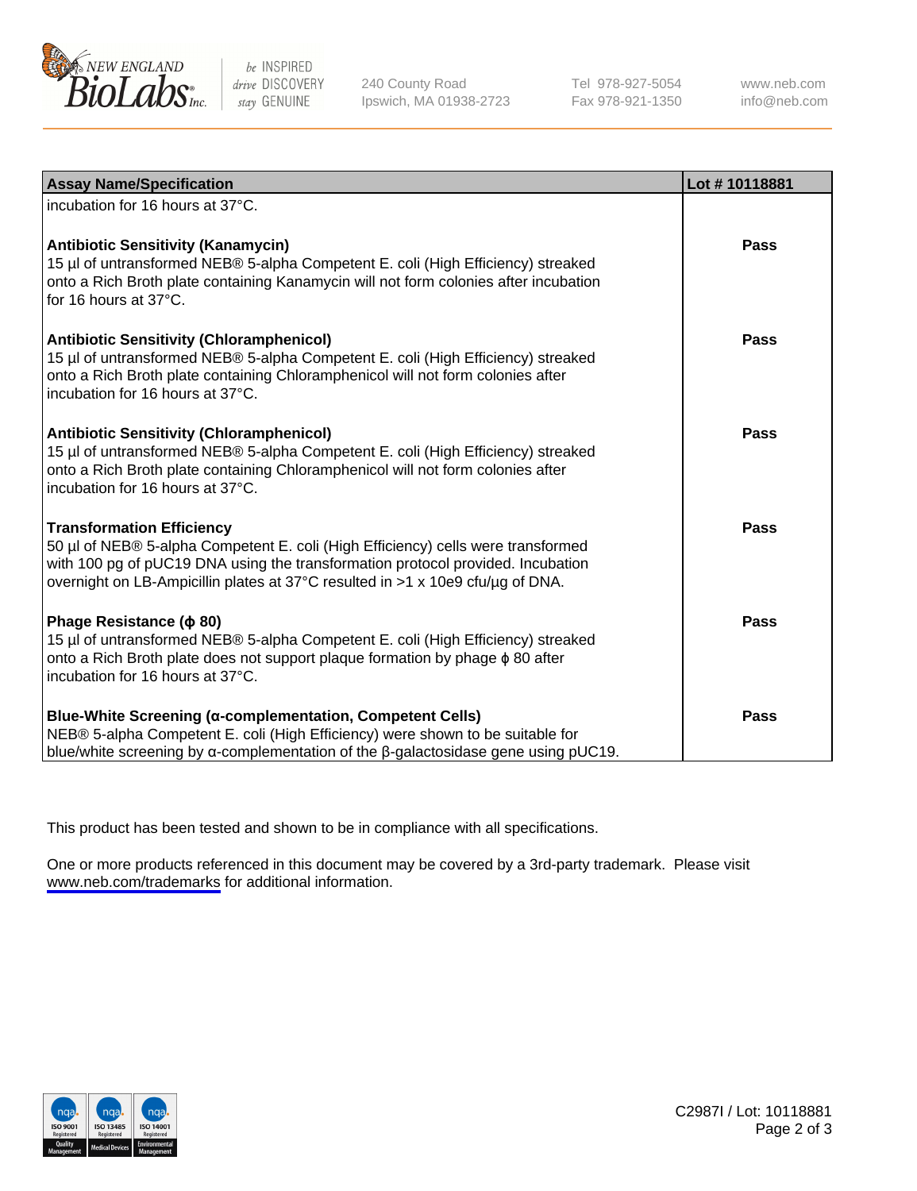| Assay Name/Specification | Lot # 10118881 |
|---|---|
| incubation for 16 hours at 37°C. | |
| **Antibiotic Sensitivity (Kanamycin)**<br>15 µl of untransformed NEB® 5-alpha Competent E. coli (High Efficiency) streaked onto a Rich Broth plate containing Kanamycin will not form colonies after incubation for 16 hours at 37°C. | **Pass** |
| **Antibiotic Sensitivity (Chloramphenicol)**<br>15 µl of untransformed NEB® 5-alpha Competent E. coli (High Efficiency) streaked onto a Rich Broth plate containing Chloramphenicol will not form colonies after incubation for 16 hours at 37°C. | **Pass** |
| **Antibiotic Sensitivity (Chloramphenicol)**<br>15 µl of untransformed NEB® 5-alpha Competent E. coli (High Efficiency) streaked onto a Rich Broth plate containing Chloramphenicol will not form colonies after incubation for 16 hours at 37°C. | **Pass** |
| **Transformation Efficiency**<br>50 µl of NEB® 5-alpha Competent E. coli (High Efficiency) cells were transformed with 100 pg of pUC19 DNA using the transformation protocol provided. Incubation overnight on LB-Ampicillin plates at 37°C resulted in >1 x 10e9 cfu/µg of DNA. | **Pass** |
| **Phage Resistance (ϕ 80)**<br>15 µl of untransformed NEB® 5-alpha Competent E. coli (High Efficiency) streaked onto a Rich Broth plate does not support plaque formation by phage ϕ 80 after incubation for 16 hours at 37°C. | **Pass** |
| **Blue-White Screening (α-complementation, Competent Cells)**<br>NEB® 5-alpha Competent E. coli (High Efficiency) were shown to be suitable for blue/white screening by α-complementation of the β-galactosidase gene using pUC19. | **Pass** |

This product has been tested and shown to be in compliance with all specifications.

One or more products referenced in this document may be covered by a 3rd-party trademark. Please visit www.neb.com/trademarks for additional information.

C2987I / Lot: 10118881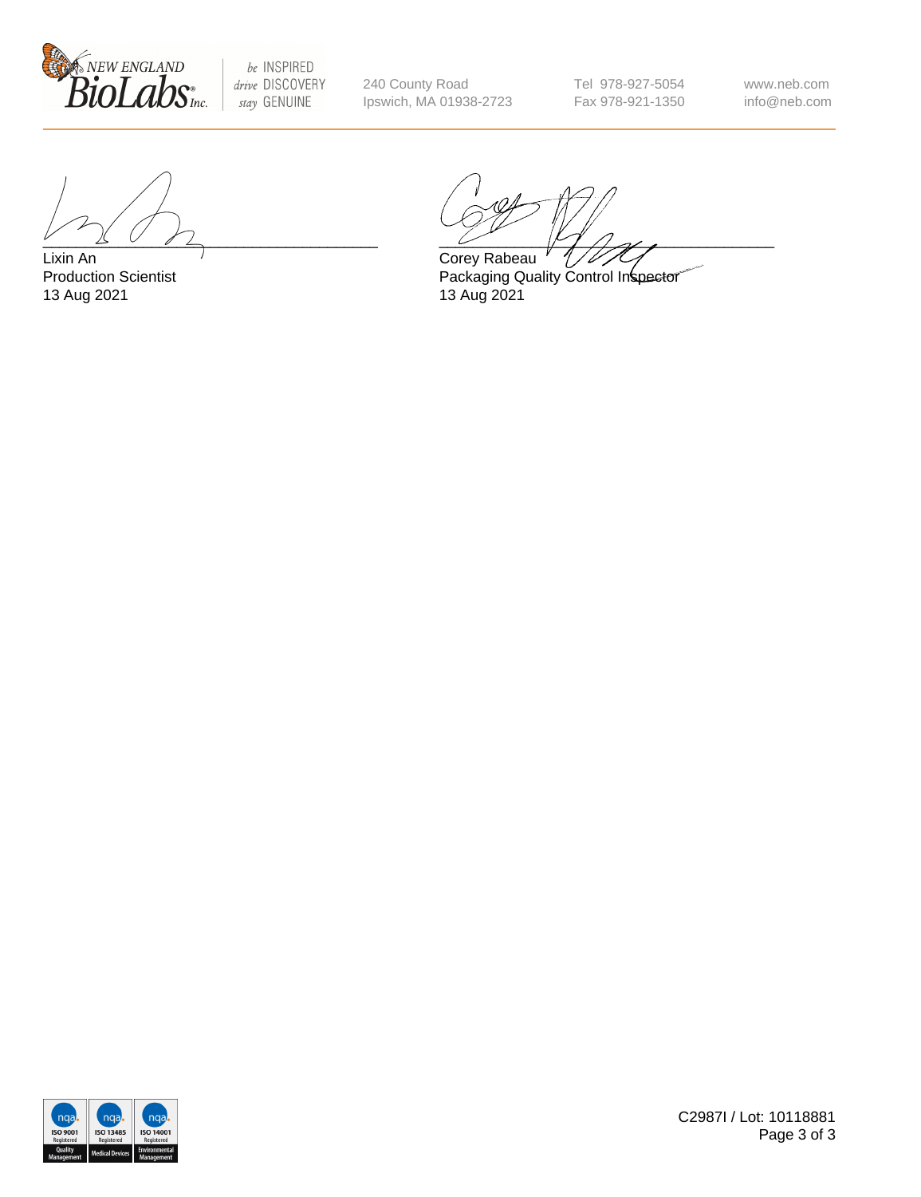Lixin An
Production Scientist
13 Aug 2021

Corey Rabeau
Packaging Quality Control Inspector
13 Aug 2021

C2987I / Lot: 10118881